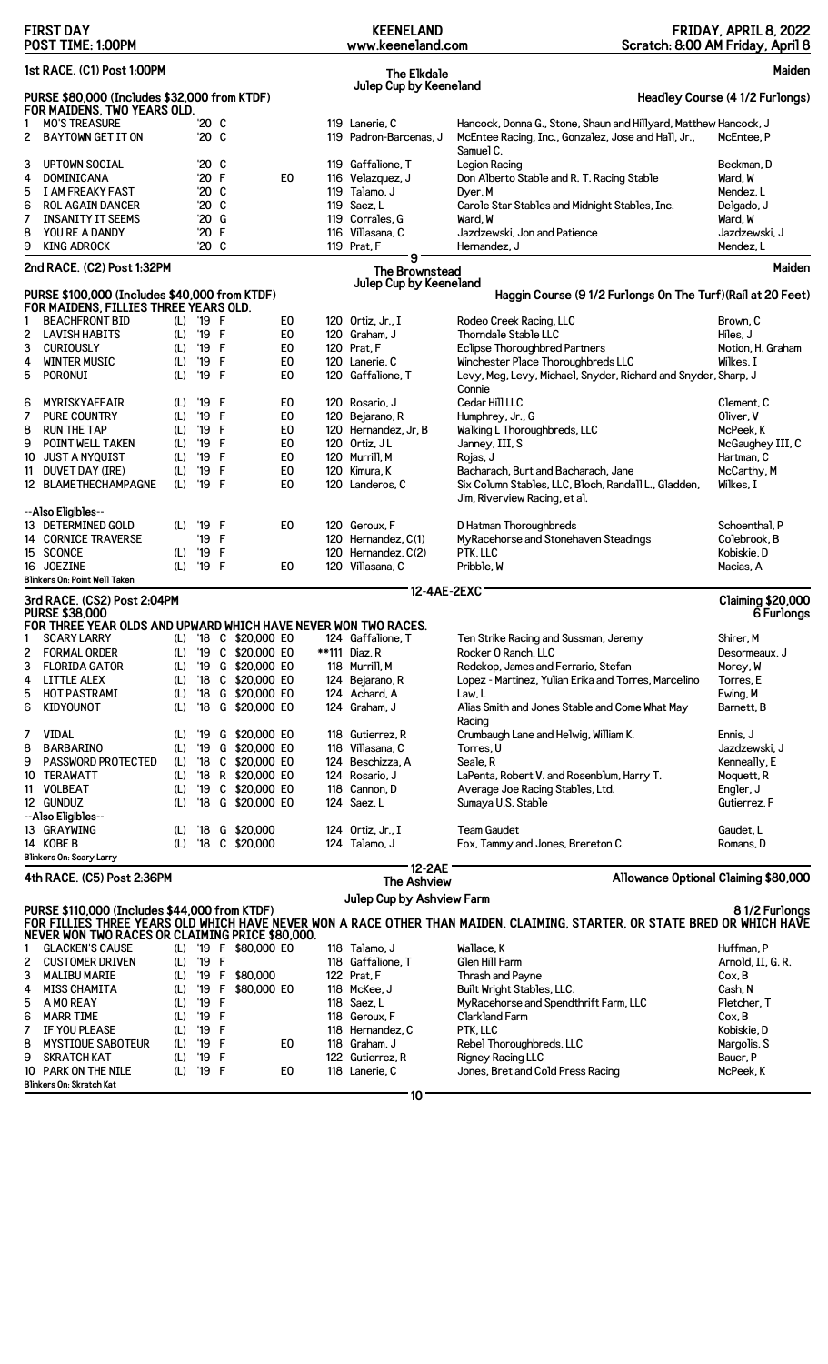**FIRST DAY** **KEENELAND** **FRIDAY, APRIL 8, 2022**
**POST TIME: 1:00PM** **www.keeneland.com** **Scratch: 8:00 AM Friday, April 8**

## 1st RACE. (C1) Post 1:00PM

**The Elkdale Julep Cup by Keeneland** — **Maiden**

**PURSE $80,000 (Includes $32,000 from KTDF)** — **Headley Course (4 1/2 Furlongs)**

**FOR MAIDENS, TWO YEARS OLD.**

| # | Horse | L | Yr | Sex | Claim | EO | Wt | Jockey | Owner | Trainer |
|---|---|---|---|---|---|---|---|---|---|---|
| 1 | MO'S TREASURE | | '20 | C | | | 119 | Lanerie, C | Hancock, Donna G., Stone, Shaun and Hillyard, Matthew | Hancock, J |
| 2 | BAYTOWN GET IT ON | | '20 | C | | | 119 | Padron-Barcenas, J | McEntee Racing, Inc., Gonzalez, Jose and Hall, Jr., Samuel C. | McEntee, P |
| 3 | UPTOWN SOCIAL | | '20 | C | | | 119 | Gaffalione, T | Legion Racing | Beckman, D |
| 4 | DOMINICANA | | '20 | F | | EO | 116 | Velazquez, J | Don Alberto Stable and R. T. Racing Stable | Ward, W |
| 5 | I AM FREAKY FAST | | '20 | C | | | 119 | Talamo, J | Dyer, M | Mendez, L |
| 6 | ROL AGAIN DANCER | | '20 | C | | | 119 | Saez, L | Carole Star Stables and Midnight Stables, Inc. | Delgado, J |
| 7 | INSANITY IT SEEMS | | '20 | G | | | 119 | Corrales, G | Ward, W | Ward, W |
| 8 | YOU'RE A DANDY | | '20 | F | | | 116 | Villasana, C | Jazdzewski, Jon and Patience | Jazdzewski, J |
| 9 | KING ADROCK | | '20 | C | | | 119 | Prat, F | Hernandez, J | Mendez, L |

9

## 2nd RACE. (C2) Post 1:32PM

**The Brownstead Julep Cup by Keeneland** — **Maiden**

**PURSE $100,000 (Includes $40,000 from KTDF)** — **Haggin Course (9 1/2 Furlongs On The Turf)(Rail at 20 Feet)**

**FOR MAIDENS, FILLIES THREE YEARS OLD.**

| # | Horse | L | Yr | Sex | Claim | EO | Wt | Jockey | Owner | Trainer |
|---|---|---|---|---|---|---|---|---|---|---|
| 1 | BEACHFRONT BID | (L) | '19 | F | | EO | 120 | Ortiz, Jr., I | Rodeo Creek Racing, LLC | Brown, C |
| 2 | LAVISH HABITS | (L) | '19 | F | | EO | 120 | Graham, J | Thorndale Stable LLC | Hiles, J |
| 3 | CURIOUSLY | (L) | '19 | F | | EO | 120 | Prat, F | Eclipse Thoroughbred Partners | Motion, H. Graham |
| 4 | WINTER MUSIC | (L) | '19 | F | | EO | 120 | Lanerie, C | Winchester Place Thoroughbreds LLC | Wilkes, I |
| 5 | PORONUI | (L) | '19 | F | | EO | 120 | Gaffalione, T | Levy, Meg, Levy, Michael, Snyder, Richard and Snyder, Connie | Sharp, J |
| 6 | MYRISKYAFFAIR | (L) | '19 | F | | EO | 120 | Rosario, J | Cedar Hill LLC | Clement, C |
| 7 | PURE COUNTRY | (L) | '19 | F | | EO | 120 | Bejarano, R | Humphrey, Jr., G | Oliver, V |
| 8 | RUN THE TAP | (L) | '19 | F | | EO | 120 | Hernandez, Jr, B | Walking L Thoroughbreds, LLC | McPeek, K |
| 9 | POINT WELL TAKEN | (L) | '19 | F | | EO | 120 | Ortiz, J L | Janney, III, S | McGaughey III, C |
| 10 | JUST A NYQUIST | (L) | '19 | F | | EO | 120 | Murrill, M | Rojas, J | Hartman, C |
| 11 | DUVET DAY (IRE) | (L) | '19 | F | | EO | 120 | Kimura, K | Bacharach, Burt and Bacharach, Jane | McCarthy, M |
| 12 | BLAMETHECHAMPAGNE | (L) | '19 | F | | EO | 120 | Landeros, C | Six Column Stables, LLC, Bloch, Randall L., Gladden, Jim, Riverview Racing, et al. | Wilkes, I |
| | --Also Eligibles-- | | | | | | | | | |
| 13 | DETERMINED GOLD | (L) | '19 | F | | EO | 120 | Geroux, F | D Hatman Thoroughbreds | Schoenthal, P |
| 14 | CORNICE TRAVERSE | | '19 | F | | | 120 | Hernandez, C(1) | MyRacehorse and Stonehaven Steadings | Colebrook, B |
| 15 | SCONCE | (L) | '19 | F | | | 120 | Hernandez, C(2) | PTK, LLC | Kobiskie, D |
| 16 | JOEZINE | (L) | '19 | F | | EO | 120 | Villasana, C | Pribble, W | Macias, A |

Blinkers On: Point Well Taken

12-4AE-2EXC

## 3rd RACE. (CS2) Post 2:04PM

**Claiming $20,000** — **6 Furlongs**

**PURSE $38,000**

**FOR THREE YEAR OLDS AND UPWARD WHICH HAVE NEVER WON TWO RACES.**

| # | Horse | L | Yr | Sex | Claim | EO | Wt | Jockey | Owner | Trainer |
|---|---|---|---|---|---|---|---|---|---|---|
| 1 | SCARY LARRY | (L) | '18 | C | $20,000 | EO | 124 | Gaffalione, T | Ten Strike Racing and Sussman, Jeremy | Shirer, M |
| 2 | FORMAL ORDER | (L) | '19 | C | $20,000 | EO | **111 | Diaz, R | Rocker O Ranch, LLC | Desormeaux, J |
| 3 | FLORIDA GATOR | (L) | '19 | G | $20,000 | EO | 118 | Murrill, M | Redekop, James and Ferrario, Stefan | Morey, W |
| 4 | LITTLE ALEX | (L) | '18 | C | $20,000 | EO | 124 | Bejarano, R | Lopez - Martinez, Yulian Erika and Torres, Marcelino | Torres, E |
| 5 | HOT PASTRAMI | (L) | '18 | G | $20,000 | EO | 124 | Achard, A | Law, L | Ewing, M |
| 6 | KIDYOUNOT | (L) | '18 | G | $20,000 | EO | 124 | Graham, J | Alias Smith and Jones Stable and Come What May Racing | Barnett, B |
| 7 | VIDAL | (L) | '19 | G | $20,000 | EO | 118 | Gutierrez, R | Crumbaugh Lane and Helwig, William K. | Ennis, J |
| 8 | BARBARINO | (L) | '19 | G | $20,000 | EO | 118 | Villasana, C | Torres, U | Jazdzewski, J |
| 9 | PASSWORD PROTECTED | (L) | '18 | C | $20,000 | EO | 124 | Beschizza, A | Seale, R | Kenneally, E |
| 10 | TERAWATT | (L) | '18 | R | $20,000 | EO | 124 | Rosario, J | LaPenta, Robert V. and Rosenblum, Harry T. | Moquett, R |
| 11 | VOLBEAT | (L) | '19 | C | $20,000 | EO | 118 | Cannon, D | Average Joe Racing Stables, Ltd. | Engler, J |
| 12 | GUNDUZ | (L) | '18 | G | $20,000 | EO | 124 | Saez, L | Sumaya U.S. Stable | Gutierrez, F |
| | --Also Eligibles-- | | | | | | | | | |
| 13 | GRAYWING | (L) | '18 | G | $20,000 | | 124 | Ortiz, Jr., I | Team Gaudet | Gaudet, L |
| 14 | KOBE B | (L) | '18 | C | $20,000 | | 124 | Talamo, J | Fox, Tammy and Jones, Brereton C. | Romans, D |

Blinkers On: Scary Larry

12-2AE

## 4th RACE. (C5) Post 2:36PM

**The Ashview Julep Cup by Ashview Farm** — **Allowance Optional Claiming $80,000**

**PURSE $110,000 (Includes $44,000 from KTDF)** — **8 1/2 Furlongs**

**FOR FILLIES THREE YEARS OLD WHICH HAVE NEVER WON A RACE OTHER THAN MAIDEN, CLAIMING, STARTER, OR STATE BRED OR WHICH HAVE NEVER WON TWO RACES OR CLAIMING PRICE $80,000.**

| # | Horse | L | Yr | Sex | Claim | EO | Wt | Jockey | Owner | Trainer |
|---|---|---|---|---|---|---|---|---|---|---|
| 1 | GLACKEN'S CAUSE | (L) | '19 | F | $80,000 | EO | 118 | Talamo, J | Wallace, K | Huffman, P |
| 2 | CUSTOMER DRIVEN | (L) | '19 | F | | | 118 | Gaffalione, T | Glen Hill Farm | Arnold, II, G. R. |
| 3 | MALIBU MARIE | (L) | '19 | F | $80,000 | | 122 | Prat, F | Thrash and Payne | Cox, B |
| 4 | MISS CHAMITA | (L) | '19 | F | $80,000 | EO | 118 | McKee, J | Built Wright Stables, LLC. | Cash, N |
| 5 | A MO REAY | (L) | '19 | F | | | 118 | Saez, L | MyRacehorse and Spendthrift Farm, LLC | Pletcher, T |
| 6 | MARR TIME | (L) | '19 | F | | | 118 | Geroux, F | Clarkland Farm | Cox, B |
| 7 | IF YOU PLEASE | (L) | '19 | F | | | 118 | Hernandez, C | PTK, LLC | Kobiskie, D |
| 8 | MYSTIQUE SABOTEUR | (L) | '19 | F | | EO | 118 | Graham, J | Rebel Thoroughbreds, LLC | Margolis, S |
| 9 | SKRATCH KAT | (L) | '19 | F | | | 122 | Gutierrez, R | Rigney Racing LLC | Bauer, P |
| 10 | PARK ON THE NILE | (L) | '19 | F | | EO | 118 | Lanerie, C | Jones, Bret and Cold Press Racing | McPeek, K |

Blinkers On: Skratch Kat

10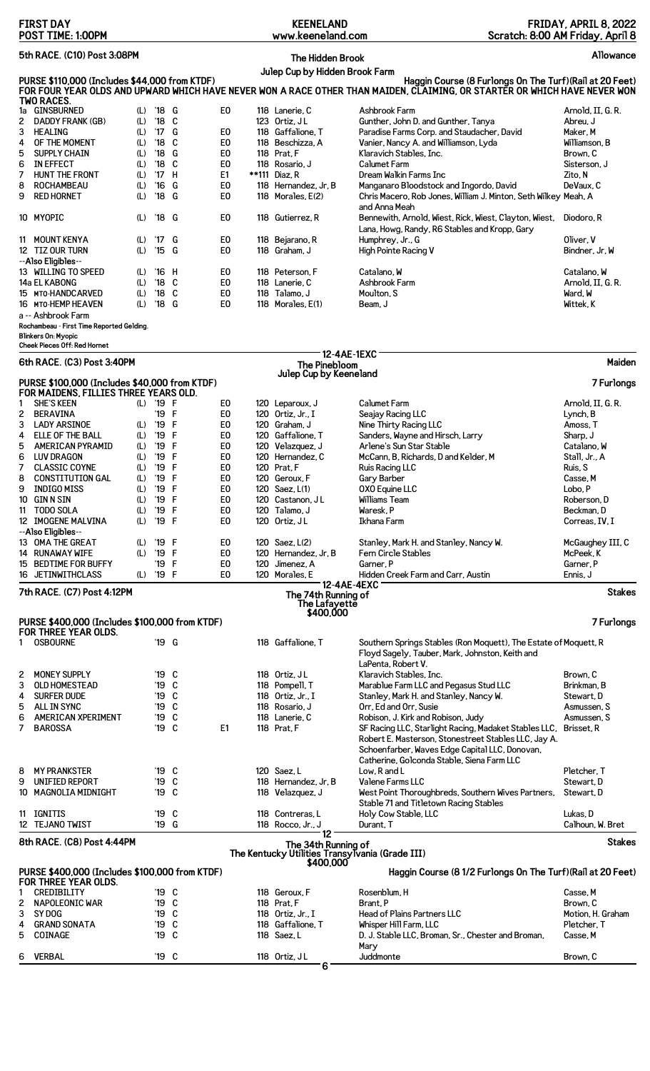**FIRST DAY** **KEENELAND** **FRIDAY, APRIL 8, 2022**
**POST TIME: 1:00PM** **www.keeneland.com** **Scratch: 8:00 AM Friday, April 8**

## 5th RACE. (C10) Post 3:08PM — The Hidden Brook Julep Cup by Hidden Brook Farm — Allowance

**PURSE $110,000 (Includes $44,000 from KTDF)** — Haggin Course (8 Furlongs On The Turf)(Rail at 20 Feet)
FOR FOUR YEAR OLDS AND UPWARD WHICH HAVE NEVER WON A RACE OTHER THAN MAIDEN, CLAIMING, OR STARTER OR WHICH HAVE NEVER WON TWO RACES.

| # | Horse | | Yr | Sex | | Wt | Jockey | Owner | Trainer |
|---|---|---|---|---|---|---|---|---|---|
| 1a | GINSBURNED | (L) | '18 | G | E0 | 118 | Lanerie, C | Ashbrook Farm | Arnold, II, G. R. |
| 2 | DADDY FRANK (GB) | (L) | '18 | C | | 123 | Ortiz, J L | Gunther, John D. and Gunther, Tanya | Abreu, J |
| 3 | HEALING | (L) | '17 | G | E0 | 118 | Gaffalione, T | Paradise Farms Corp. and Staudacher, David | Maker, M |
| 4 | OF THE MOMENT | (L) | '18 | C | E0 | 118 | Beschizza, A | Vanier, Nancy A. and Williamson, Lyda | Williamson, B |
| 5 | SUPPLY CHAIN | (L) | '18 | G | E0 | 118 | Prat, F | Klaravich Stables, Inc. | Brown, C |
| 6 | IN EFFECT | (L) | '18 | C | E0 | 118 | Rosario, J | Calumet Farm | Sisterson, J |
| 7 | HUNT THE FRONT | (L) | '17 | H | E1 | **111 | Diaz, R | Dream Walkin Farms Inc | Zito, N |
| 8 | ROCHAMBEAU | (L) | '16 | G | E0 | 118 | Hernandez, Jr, B | Manganaro Bloodstock and Ingordo, David | DeVaux, C |
| 9 | RED HORNET | (L) | '18 | G | E0 | 118 | Morales, E(2) | Chris Macero, Rob Jones, William J. Minton, Seth Wilkey and Anna Meah | Meah, A |
| 10 | MYOPIC | (L) | '18 | G | E0 | 118 | Gutierrez, R | Bennewith, Arnold, Wiest, Rick, Wiest, Clayton, Wiest, Lana, Howg, Randy, R6 Stables and Kropp, Gary | Diodoro, R |
| 11 | MOUNT KENYA | (L) | '17 | G | E0 | 118 | Bejarano, R | Humphrey, Jr., G | Oliver, V |
| 12 | TIZ OUR TURN | (L) | '15 | G | E0 | 118 | Graham, J | High Pointe Racing V | Bindner, Jr, W |
| | --Also Eligibles-- | | | | | | | | |
| 13 | WILLING TO SPEED | (L) | '16 | H | E0 | 118 | Peterson, F | Catalano, W | Catalano, W |
| 14a | EL KABONG | (L) | '18 | C | E0 | 118 | Lanerie, C | Ashbrook Farm | Arnold, II, G. R. |
| 15 | MTO-HANDCARVED | (L) | '18 | C | E0 | 118 | Talamo, J | Moulton, S | Ward, W |
| 16 | MTO-HEMP HEAVEN | (L) | '18 | G | E0 | 118 | Morales, E(1) | Beam, J | Wittek, K |

a -- Ashbrook Farm
Rochambeau - First Time Reported Gelding.
Blinkers On: Myopic
Cheek Pieces Off: Red Hornet

12-4AE-1EXC

## 6th RACE. (C3) Post 3:40PM — The Pinebloom Julep Cup by Keeneland — Maiden

**PURSE $100,000 (Includes $40,000 from KTDF)** — 7 Furlongs
FOR MAIDENS, FILLIES THREE YEARS OLD.

| # | Horse | | Yr | Sex | | Wt | Jockey | Owner | Trainer |
|---|---|---|---|---|---|---|---|---|---|
| 1 | SHE'S KEEN | (L) | '19 | F | E0 | 120 | Leparoux, J | Calumet Farm | Arnold, II, G. R. |
| 2 | BERAVINA | | '19 | F | E0 | 120 | Ortiz, Jr., I | Seajay Racing LLC | Lynch, B |
| 3 | LADY ARSINOE | (L) | '19 | F | E0 | 120 | Graham, J | Nine Thirty Racing LLC | Amoss, T |
| 4 | ELLE OF THE BALL | (L) | '19 | F | E0 | 120 | Gaffalione, T | Sanders, Wayne and Hirsch, Larry | Sharp, J |
| 5 | AMERICAN PYRAMID | (L) | '19 | F | E0 | 120 | Velazquez, J | Arlene's Sun Star Stable | Catalano, W |
| 6 | LUV DRAGON | (L) | '19 | F | E0 | 120 | Hernandez, C | McCann, B, Richards, D and Kelder, M | Stall, Jr., A |
| 7 | CLASSIC COYNE | (L) | '19 | F | E0 | 120 | Prat, F | Ruis Racing LLC | Ruis, S |
| 8 | CONSTITUTION GAL | (L) | '19 | F | E0 | 120 | Geroux, F | Gary Barber | Casse, M |
| 9 | INDIGO MISS | (L) | '19 | F | E0 | 120 | Saez, L(1) | OXO Equine LLC | Lobo, P |
| 10 | GIN N SIN | (L) | '19 | F | E0 | 120 | Castanon, J L | Williams Team | Roberson, D |
| 11 | TODO SOLA | (L) | '19 | F | E0 | 120 | Talamo, J | Waresk, P | Beckman, D |
| 12 | IMOGENE MALVINA | (L) | '19 | F | E0 | 120 | Ortiz, J L | Ikhana Farm | Correas, IV, I |
| | --Also Eligibles-- | | | | | | | | |
| 13 | OMA THE GREAT | (L) | '19 | F | E0 | 120 | Saez, L(2) | Stanley, Mark H. and Stanley, Nancy W. | McGaughey III, C |
| 14 | RUNAWAY WIFE | (L) | '19 | F | E0 | 120 | Hernandez, Jr, B | Fern Circle Stables | McPeek, K |
| 15 | BEDTIME FOR BUFFY | | '19 | F | E0 | 120 | Jimenez, A | Garner, P | Garner, P |
| 16 | JETINWITHCLASS | (L) | '19 | F | E0 | 120 | Morales, E | Hidden Creek Farm and Carr, Austin | Ennis, J |

12-4AE-4EXC

## 7th RACE. (C7) Post 4:12PM — The 74th Running of The Lafayette $400,000 — Stakes

**PURSE $400,000 (Includes $100,000 from KTDF)** — 7 Furlongs
FOR THREE YEAR OLDS.

| # | Horse | Yr | Sex | | Wt | Jockey | Owner | Trainer |
|---|---|---|---|---|---|---|---|---|
| 1 | OSBOURNE | '19 | G | | 118 | Gaffalione, T | Southern Springs Stables (Ron Moquett), The Estate of Moquett, R Floyd Sagely, Tauber, Mark, Johnston, Keith and LaPenta, Robert V. | |
| 2 | MONEY SUPPLY | '19 | C | | 118 | Ortiz, J L | Klaravich Stables, Inc. | Brown, C |
| 3 | OLD HOMESTEAD | '19 | C | | 118 | Pompell, T | Marablue Farm LLC and Pegasus Stud LLC | Brinkman, B |
| 4 | SURFER DUDE | '19 | C | | 118 | Ortiz, Jr., I | Stanley, Mark H. and Stanley, Nancy W. | Stewart, D |
| 5 | ALL IN SYNC | '19 | C | | 118 | Rosario, J | Orr, Ed and Orr, Susie | Asmussen, S |
| 6 | AMERICAN XPERIMENT | '19 | C | | 118 | Lanerie, C | Robison, J. Kirk and Robison, Judy | Asmussen, S |
| 7 | BAROSSA | '19 | C | E1 | 118 | Prat, F | SF Racing LLC, Starlight Racing, Madaket Stables LLC, Robert E. Masterson, Stonestreet Stables LLC, Jay A. Schoenfarber, Waves Edge Capital LLC, Donovan, Catherine, Golconda Stable, Siena Farm LLC | Brisset, R |
| 8 | MY PRANKSTER | '19 | C | | 120 | Saez, L | Low, R and L | Pletcher, T |
| 9 | UNIFIED REPORT | '19 | C | | 118 | Hernandez, Jr, B | Valene Farms LLC | Stewart, D |
| 10 | MAGNOLIA MIDNIGHT | '19 | C | | 118 | Velazquez, J | West Point Thoroughbreds, Southern Wives Partners, Stable 71 and Titletown Racing Stables | Stewart, D |
| 11 | IGNITIS | '19 | C | | 118 | Contreras, L | Holy Cow Stable, LLC | Lukas, D |
| 12 | TEJANO TWIST | '19 | G | | 118 | Rocco, Jr., J | Durant, T | Calhoun, W. Bret |

12

## 8th RACE. (C8) Post 4:44PM — The 34th Running of The Kentucky Utilities Transylvania (Grade III) $400,000 — Stakes

**PURSE $400,000 (Includes $100,000 from KTDF)** — Haggin Course (8 1/2 Furlongs On The Turf)(Rail at 20 Feet)
FOR THREE YEAR OLDS.

| # | Horse | Yr | Sex | Wt | Jockey | Owner | Trainer |
|---|---|---|---|---|---|---|---|
| 1 | CREDIBILITY | '19 | C | 118 | Geroux, F | Rosenblum, H | Casse, M |
| 2 | NAPOLEONIC WAR | '19 | C | 118 | Prat, F | Brant, P | Brown, C |
| 3 | SY DOG | '19 | C | 118 | Ortiz, Jr., I | Head of Plains Partners LLC | Motion, H. Graham |
| 4 | GRAND SONATA | '19 | C | 118 | Gaffalione, T | Whisper Hill Farm, LLC | Pletcher, T |
| 5 | COINAGE | '19 | C | 118 | Saez, L | D. J. Stable LLC, Broman, Sr., Chester and Broman, Mary | Casse, M |
| 6 | VERBAL | '19 | C | 118 | Ortiz, J L | Juddmonte | Brown, C |

6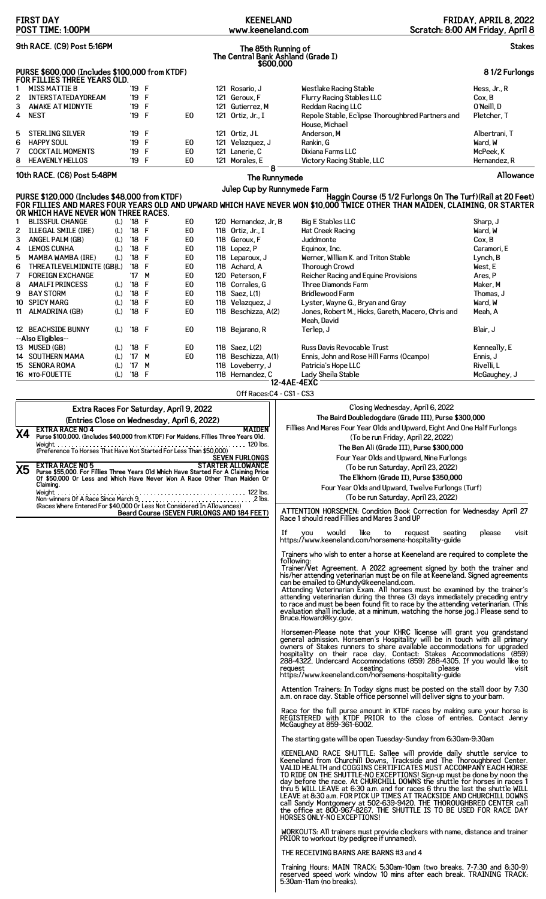**FIRST DAY** — **POST TIME: 1:00PM** — **KEENELAND** — www.keeneland.com — **FRIDAY, APRIL 8, 2022** — Scratch: 8:00 AM Friday, April 8

## 9th RACE. (C9) Post 5:16PM

### The 85th Running of The Central Bank Ashland (Grade I) — $600,000 — Stakes

**PURSE $600,000 (Includes $100,000 from KTDF) FOR FILLIES THREE YEARS OLD.** — 8 1/2 Furlongs

| # | Horse | | Year | Sex | | Wt | Jockey | Owner | Trainer |
|---|---|---|---|---|---|---|---|---|---|
| 1 | MISS MATTIE B | | '19 | F | | 121 | Rosario, J | Westlake Racing Stable | Hess, Jr., R |
| 2 | INTERSTATEDAYDREAM | | '19 | F | | 121 | Geroux, F | Flurry Racing Stables LLC | Cox, B |
| 3 | AWAKE AT MIDNYTE | | '19 | F | | 121 | Gutierrez, M | Reddam Racing LLC | O'Neill, D |
| 4 | NEST | | '19 | F | E0 | 121 | Ortiz, Jr., I | Repole Stable, Eclipse Thoroughbred Partners and House, Michael | Pletcher, T |
| 5 | STERLING SILVER | | '19 | F | | 121 | Ortiz, J L | Anderson, M | Albertrani, T |
| 6 | HAPPY SOUL | | '19 | F | E0 | 121 | Velazquez, J | Rankin, G | Ward, W |
| 7 | COCKTAIL MOMENTS | | '19 | F | E0 | 121 | Lanerie, C | Dixiana Farms LLC | McPeek, K |
| 8 | HEAVENLY HELLOS | | '19 | F | E0 | 121 | Morales, E | Victory Racing Stable, LLC | Hernandez, R |

8

## 10th RACE. (C6) Post 5:48PM

### The Runnymede — Julep Cup by Runnymede Farm — Allowance

**PURSE $120,000 (Includes $48,000 from KTDF)** — Haggin Course (5 1/2 Furlongs On The Turf)(Rail at 20 Feet)

**FOR FILLIES AND MARES FOUR YEARS OLD AND UPWARD WHICH HAVE NEVER WON $10,000 TWICE OTHER THAN MAIDEN, CLAIMING, OR STARTER OR WHICH HAVE NEVER WON THREE RACES.**

| # | Horse | | Year | Sex | | Wt | Jockey | Owner | Trainer |
|---|---|---|---|---|---|---|---|---|---|
| 1 | BLISSFUL CHANGE | | '18 | F | E0 | 120 | Hernandez, Jr, B | Big E Stables LLC | Sharp, J |
| 2 | ILLEGAL SMILE (IRE) | (L) | '18 | F | E0 | 118 | Ortiz, Jr., I | Hat Creek Racing | Ward, W |
| 3 | ANGEL PALM (GB) | (L) | '18 | F | E0 | 118 | Geroux, F | Juddmonte | Cox, B |
| 4 | LEMOS CUNHA | (L) | '18 | F | E0 | 118 | Lopez, P | Equinox, Inc. | Caramori, E |
| 5 | MAMBA WAMBA (IRE) | (L) | '18 | F | E0 | 118 | Leparoux, J | Werner, William K. and Triton Stable | Lynch, B |
| 6 | THREATLEVELMIDNITE (GB) | (L) | '18 | F | E0 | 118 | Achard, A | Thorough Crowd | West, E |
| 7 | FOREIGN EXCHANGE | | '17 | M | E0 | 120 | Peterson, F | Reicher Racing and Equine Provisions | Ares, P |
| 8 | AMALFI PRINCESS | (L) | '18 | F | E0 | 118 | Corrales, G | Three Diamonds Farm | Maker, M |
| 9 | BAY STORM | (L) | '18 | F | E0 | 118 | Saez, L(1) | Bridlewood Farm | Thomas, J |
| 10 | SPICY MARG | (L) | '18 | F | E0 | 118 | Velazquez, J | Lyster, Wayne G., Bryan and Gray | Ward, W |
| 11 | ALMADRINA (GB) | (L) | '18 | F | E0 | 118 | Beschizza, A(2) | Jones, Robert M., Hicks, Gareth, Macero, Chris and Meah, David | Meah, A |
| 12 | BEACHSIDE BUNNY | (L) | '18 | F | E0 | 118 | Bejarano, R | Terlep, J | Blair, J |
| | --Also Eligibles-- | | | | | | | | |
| 13 | MUSED (GB) | (L) | '18 | F | E0 | 118 | Saez, L(2) | Russ Davis Revocable Trust | Kenneally, E |
| 14 | SOUTHERN MAMA | (L) | '17 | M | E0 | 118 | Beschizza, A(1) | Ennis, John and Rose Hill Farms (Ocampo) | Ennis, J |
| 15 | SENORA ROMA | (L) | '17 | M | | 118 | Loveberry, J | Patricia's Hope LLC | Rivelli, L |
| 16 | MTO-FOUETTE | (L) | '18 | F | | 118 | Hernandez, C | Lady Sheila Stable | McGaughey, J |

12-4AE-4EXC

Off Races: C4 - CS1 - CS3

## Extra Races For Saturday, April 9, 2022

### (Entries Close on Wednesday, April 6, 2022)

**X4 — EXTRA RACE NO 4 — MAIDEN**

**Purse $100,000. (Includes $40,000 from KTDF) For Maidens, Fillies Three Years Old.**

Weight . . . . . . . . . . 120 lbs.

(Preference To Horses That Have Not Started For Less Than $50,000)

**SEVEN FURLONGS**

**X5 — EXTRA RACE NO 5 — STARTER ALLOWANCE**

**Purse $55,000. For Fillies Three Years Old Which Have Started For A Claiming Price Of $50,000 Or Less and Which Have Never Won A Race Other Than Maiden Or Claiming.**

Weight . . . . . . . . . . 122 lbs.

Non-winners Of A Race Since March 9 . . . . . . . . . . 2 lbs.

(Races Where Entered For $40,000 Or Less Not Considered In Allowances)

**Beard Course (SEVEN FURLONGS AND 184 FEET)**

Closing Wednesday, April 6, 2022

**The Baird Doubledogdare (Grade III), Purse $300,000**

Fillies And Mares Four Year Olds and Upward, Eight And One Half Furlongs

(To be run Friday, April 22, 2022)

**The Ben Ali (Grade III), Purse $300,000**

Four Year Olds and Upward, Nine Furlongs

(To be run Saturday, April 23, 2022)

**The Elkhorn (Grade II), Purse $350,000**

Four Year Olds and Upward, Twelve Furlongs (Turf)

(To be run Saturday, April 23, 2022)

ATTENTION HORSEMEN: Condition Book Correction for Wednesday April 27 Race 1 should read Fillies and Mares 3 and UP

If you would like to request seating please visit https://www.keeneland.com/horsemens-hospitality-guide

Trainers who wish to enter a horse at Keeneland are required to complete the following:

Trainer/Vet Agreement. A 2022 agreement signed by both the trainer and his/her attending veterinarian must be on file at Keeneland. Signed agreements can be emailed to GMundy@keeneland.com.

Attending Veterinarian Exam. All horses must be examined by the trainer's attending veterinarian during the three (3) days immediately preceding entry to race and must be been found fit to race by the attending veterinarian. (This evaluation shall include, at a minimum, watching the horse jog.) Please send to Bruce.Howard@ky.gov.

Horsemen-Please note that your KHRC license will grant you grandstand general admission. Horsemen's Hospitality will be in touch with all primary owners of Stakes runners to share available accommodations for upgraded hospitality on their race day. Contact: Stakes Accommodations (859) 288-4322, Undercard Accommodations (859) 288-4305. If you would like to request seating please visit https://www.keeneland.com/horsemens-hospitality-guide

Attention Trainers: In Today signs must be posted on the stall door by 7:30 a.m. on race day. Stable office personnel will deliver signs to your barn.

Race for the full purse amount in KTDF races by making sure your horse is REGISTERED with KTDF PRIOR to the close of entries. Contact Jenny McGaughey at 859-361-6002.

The starting gate will be open Tuesday-Sunday from 6:30am-9:30am

KEENELAND RACE SHUTTLE: Sallee will provide daily shuttle service to Keeneland from Churchill Downs, Trackside and The Thoroughbred Center. VALID HEALTH and COGGINS CERTIFICATES MUST ACCOMPANY EACH HORSE TO RIDE ON THE SHUTTLE-NO EXCEPTIONS! Sign-up must be done by noon the day before the race. At CHURCHILL DOWNS the shuttle for horses in races 1 thru 5 WILL LEAVE at 6:30 a.m. and for races 6 thru the last the shuttle WILL LEAVE at 8:30 a.m. FOR PICK UP TIMES AT TRACKSIDE AND CHURCHILL DOWNS call Sandy Montgomery at 502-639-9420. THE THOROUGHBRED CENTER call the office at 800-967-8267. THE SHUTTLE IS TO BE USED FOR RACE DAY HORSES ONLY-NO EXCEPTIONS!

WORKOUTS: All trainers must provide clockers with name, distance and trainer PRIOR to workout (by pedigree if unnamed).

THE RECEIVING BARNS ARE BARNS #3 and 4

Training Hours: MAIN TRACK: 5:30am-10am (two breaks, 7-7:30 and 8:30-9) reserved speed work window 10 mins after each break. TRAINING TRACK: 5:30am-11am (no breaks).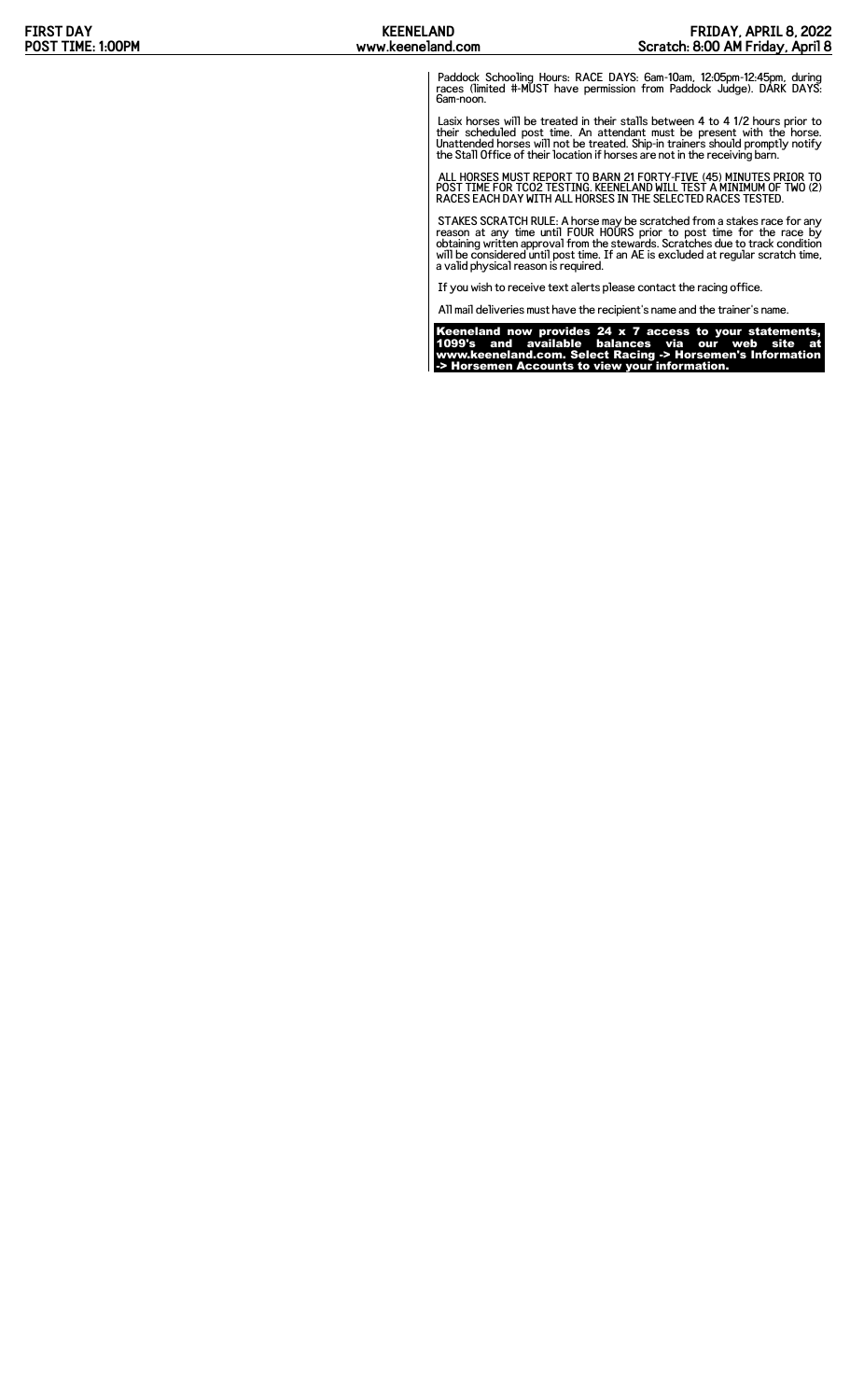Paddock Schooling Hours: RACE DAYS: 6am-10am, 12:05pm-12:45pm, during races (limited #-MUST have permission from Paddock Judge). DARK DAYS: 6am-noon.

Lasix horses will be treated in their stalls between 4 to 4 1/2 hours prior to their scheduled post time. An attendant must be present with the horse. Unattended horses will not be treated. Ship-in trainers should promptly notify the Stall Office of their location if horses are not in the receiving barn.

ALL HORSES MUST REPORT TO BARN 21 FORTY-FIVE (45) MINUTES PRIOR TO POST TIME FOR TCO2 TESTING. KEENELAND WILL TEST A MINIMUM OF TWO (2) RACES EACH DAY WITH ALL HORSES IN THE SELECTED RACES TESTED.

STAKES SCRATCH RULE: A horse may be scratched from a stakes race for any reason at any time until FOUR HOURS prior to post time for the race by obtaining written approval from the stewards. Scratches due to track condition will be considered until post time. If an AE is excluded at regular scratch time, a valid physical reason is required.

If you wish to receive text alerts please contact the racing office.

All mail deliveries must have the recipient's name and the trainer's name.

**Keeneland now provides 24 x 7 access to your statements, 1099's and available balances via our web site at www.keeneland.com. Select Racing -> Horsemen's Information -> Horsemen Accounts to view your information.**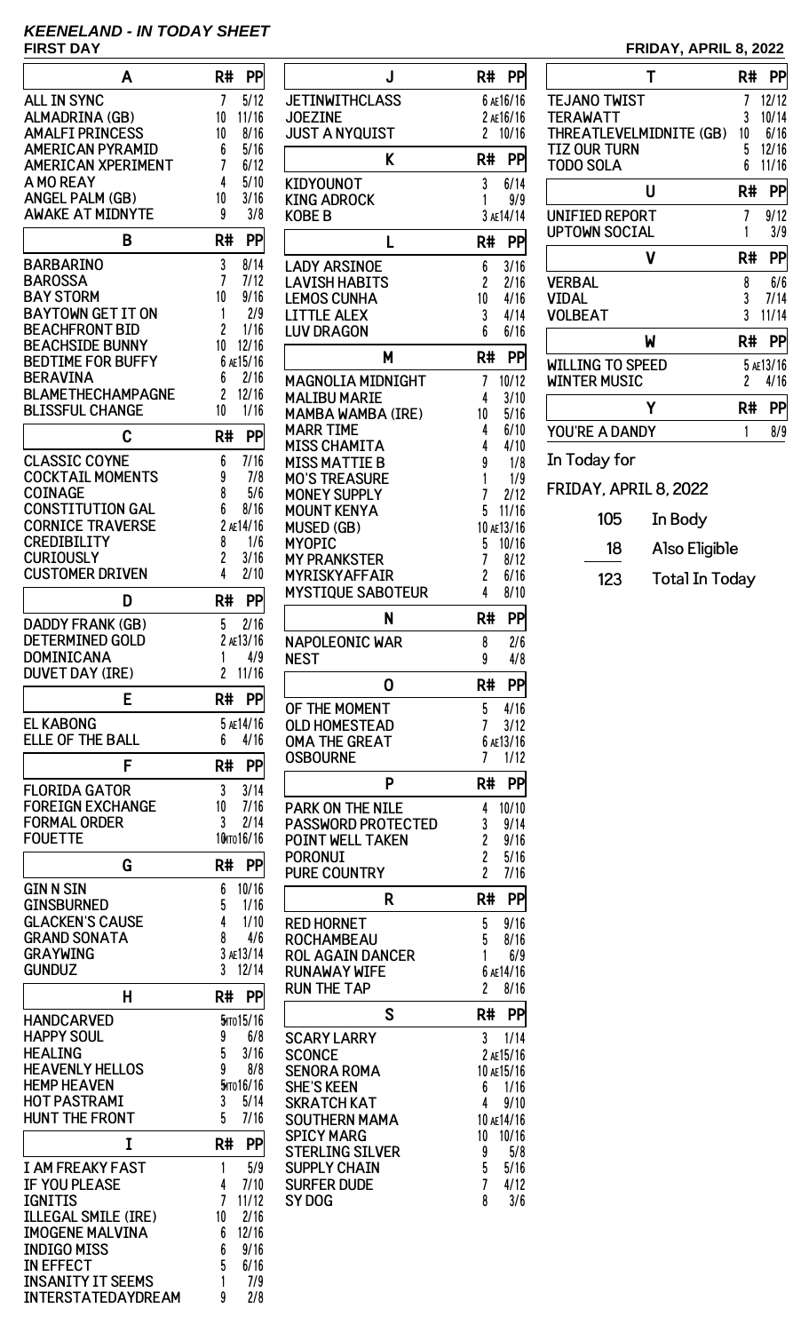# KEENELAND - IN TODAY SHEET

**FIRST DAY** — **FRIDAY, APRIL 8, 2022**

| A | R# | PP |
|---|---|---|
| ALL IN SYNC | 7 | 5/12 |
| ALMADRINA (GB) | 10 | 11/16 |
| AMALFI PRINCESS | 10 | 8/16 |
| AMERICAN PYRAMID | 6 | 5/16 |
| AMERICAN XPERIMENT | 7 | 6/12 |
| A MO REAY | 4 | 5/10 |
| ANGEL PALM (GB) | 10 | 3/16 |
| AWAKE AT MIDNYTE | 9 | 3/8 |

| B | R# | PP |
|---|---|---|
| BARBARINO | 3 | 8/14 |
| BAROSSA | 7 | 7/12 |
| BAY STORM | 10 | 9/16 |
| BAYTOWN GET IT ON | 1 | 2/9 |
| BEACHFRONT BID | 2 | 1/16 |
| BEACHSIDE BUNNY | 10 | 12/16 |
| BEDTIME FOR BUFFY | 6 AE | 15/16 |
| BERAVINA | 6 | 2/16 |
| BLAMETHECHAMPAGNE | 2 | 12/16 |
| BLISSFUL CHANGE | 10 | 1/16 |

| C | R# | PP |
|---|---|---|
| CLASSIC COYNE | 6 | 7/16 |
| COCKTAIL MOMENTS | 9 | 7/8 |
| COINAGE | 8 | 5/6 |
| CONSTITUTION GAL | 6 | 8/16 |
| CORNICE TRAVERSE | 2 AE | 14/16 |
| CREDIBILITY | 8 | 1/6 |
| CURIOUSLY | 2 | 3/16 |
| CUSTOMER DRIVEN | 4 | 2/10 |

| D | R# | PP |
|---|---|---|
| DADDY FRANK (GB) | 5 | 2/16 |
| DETERMINED GOLD | 2 AE | 13/16 |
| DOMINICANA | 1 | 4/9 |
| DUVET DAY (IRE) | 2 | 11/16 |

| E | R# | PP |
|---|---|---|
| EL KABONG | 5 AE | 14/16 |
| ELLE OF THE BALL | 6 | 4/16 |

| F | R# | PP |
|---|---|---|
| FLORIDA GATOR | 3 | 3/14 |
| FOREIGN EXCHANGE | 10 | 7/16 |
| FORMAL ORDER | 3 | 2/14 |
| FOUETTE | 10 MTO | 16/16 |

| G | R# | PP |
|---|---|---|
| GIN N SIN | 6 | 10/16 |
| GINSBURNED | 5 | 1/16 |
| GLACKEN'S CAUSE | 4 | 1/10 |
| GRAND SONATA | 8 | 4/6 |
| GRAYWING | 3 AE | 13/14 |
| GUNDUZ | 3 | 12/14 |

| H | R# | PP |
|---|---|---|
| HANDCARVED | 5 MTO | 15/16 |
| HAPPY SOUL | 9 | 6/8 |
| HEALING | 5 | 3/16 |
| HEAVENLY HELLOS | 9 | 8/8 |
| HEMP HEAVEN | 5 MTO | 16/16 |
| HOT PASTRAMI | 3 | 5/14 |
| HUNT THE FRONT | 5 | 7/16 |

| I | R# | PP |
|---|---|---|
| I AM FREAKY FAST | 1 | 5/9 |
| IF YOU PLEASE | 4 | 7/10 |
| IGNITIS | 7 | 11/12 |
| ILLEGAL SMILE (IRE) | 10 | 2/16 |
| IMOGENE MALVINA | 6 | 12/16 |
| INDIGO MISS | 6 | 9/16 |
| IN EFFECT | 5 | 6/16 |
| INSANITY IT SEEMS | 1 | 7/9 |
| INTERSTATEDAYDREAM | 9 | 2/8 |

| J | R# | PP |
|---|---|---|
| JETINWITHCLASS | 6 AE | 16/16 |
| JOEZINE | 2 AE | 16/16 |
| JUST A NYQUIST | 2 | 10/16 |

| K | R# | PP |
|---|---|---|
| KIDYOUNOT | 3 | 6/14 |
| KING ADROCK | 1 | 9/9 |
| KOBE B | 3 AE | 14/14 |

| L | R# | PP |
|---|---|---|
| LADY ARSINOE | 6 | 3/16 |
| LAVISH HABITS | 2 | 2/16 |
| LEMOS CUNHA | 10 | 4/16 |
| LITTLE ALEX | 3 | 4/14 |
| LUV DRAGON | 6 | 6/16 |

| M | R# | PP |
|---|---|---|
| MAGNOLIA MIDNIGHT | 7 | 10/12 |
| MALIBU MARIE | 4 | 3/10 |
| MAMBA WAMBA (IRE) | 10 | 5/16 |
| MARR TIME | 4 | 6/10 |
| MISS CHAMITA | 4 | 4/10 |
| MISS MATTIE B | 9 | 1/8 |
| MO'S TREASURE | 1 | 1/9 |
| MONEY SUPPLY | 7 | 2/12 |
| MOUNT KENYA | 5 | 11/16 |
| MUSED (GB) | 10 AE | 13/16 |
| MYOPIC | 5 | 10/16 |
| MY PRANKSTER | 7 | 8/12 |
| MYRISKYAFFAIR | 2 | 6/16 |
| MYSTIQUE SABOTEUR | 4 | 8/10 |

| N | R# | PP |
|---|---|---|
| NAPOLEONIC WAR | 8 | 2/6 |
| NEST | 9 | 4/8 |

| O | R# | PP |
|---|---|---|
| OF THE MOMENT | 5 | 4/16 |
| OLD HOMESTEAD | 7 | 3/12 |
| OMA THE GREAT | 6 AE | 13/16 |
| OSBOURNE | 7 | 1/12 |

| P | R# | PP |
|---|---|---|
| PARK ON THE NILE | 4 | 10/10 |
| PASSWORD PROTECTED | 3 | 9/14 |
| POINT WELL TAKEN | 2 | 9/16 |
| PORONUI | 2 | 5/16 |
| PURE COUNTRY | 2 | 7/16 |

| R | R# | PP |
|---|---|---|
| RED HORNET | 5 | 9/16 |
| ROCHAMBEAU | 5 | 8/16 |
| ROL AGAIN DANCER | 1 | 6/9 |
| RUNAWAY WIFE | 6 AE | 14/16 |
| RUN THE TAP | 2 | 8/16 |

| S | R# | PP |
|---|---|---|
| SCARY LARRY | 3 | 1/14 |
| SCONCE | 2 AE | 15/16 |
| SENORA ROMA | 10 AE | 15/16 |
| SHE'S KEEN | 6 | 1/16 |
| SKRATCH KAT | 4 | 9/10 |
| SOUTHERN MAMA | 10 AE | 14/16 |
| SPICY MARG | 10 | 10/16 |
| STERLING SILVER | 9 | 5/8 |
| SUPPLY CHAIN | 5 | 5/16 |
| SURFER DUDE | 7 | 4/12 |
| SY DOG | 8 | 3/6 |

| T | R# | PP |
|---|---|---|
| TEJANO TWIST | 7 | 12/12 |
| TERAWATT | 3 | 10/14 |
| THREATLEVELMIDNITE (GB) | 10 | 6/16 |
| TIZ OUR TURN | 5 | 12/16 |
| TODO SOLA | 6 | 11/16 |

| U | R# | PP |
|---|---|---|
| UNIFIED REPORT | 7 | 9/12 |
| UPTOWN SOCIAL | 1 | 3/9 |

| V | R# | PP |
|---|---|---|
| VERBAL | 8 | 6/6 |
| VIDAL | 3 | 7/14 |
| VOLBEAT | 3 | 11/14 |

| W | R# | PP |
|---|---|---|
| WILLING TO SPEED | 5 AE | 13/16 |
| WINTER MUSIC | 2 | 4/16 |

| Y | R# | PP |
|---|---|---|
| YOU'RE A DANDY | 1 | 8/9 |

In Today for

FRIDAY, APRIL 8, 2022

| | |
|---|---|
| 105 | In Body |
| 18 | Also Eligible |
| 123 | Total In Today |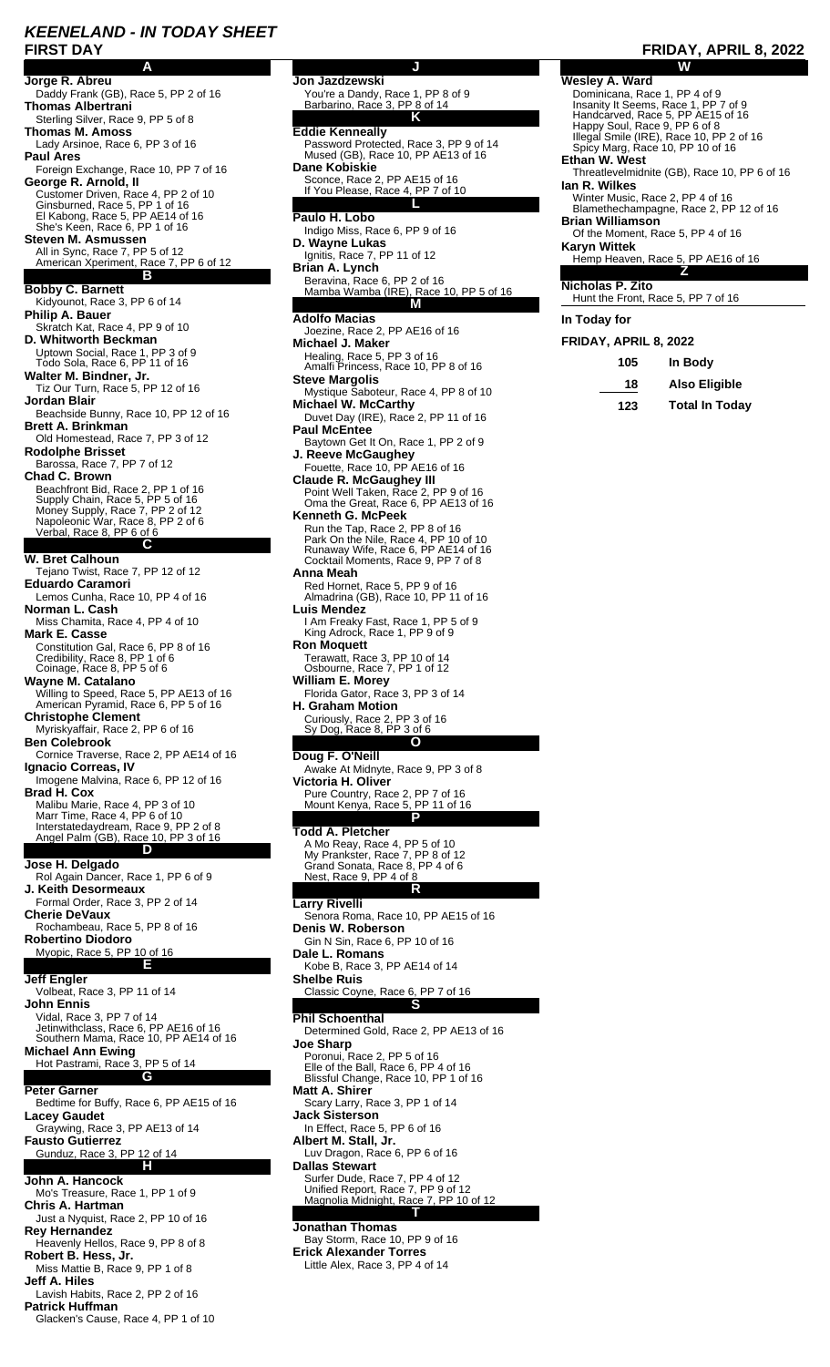# KEENELAND - IN TODAY SHEET

**FIRST DAY** — **FRIDAY, APRIL 8, 2022**

## A

**Jorge R. Abreu**
Daddy Frank (GB), Race 5, PP 2 of 16

**Thomas Albertrani**
Sterling Silver, Race 9, PP 5 of 8

**Thomas M. Amoss**
Lady Arsinoe, Race 6, PP 3 of 16

**Paul Ares**
Foreign Exchange, Race 10, PP 7 of 16

**George R. Arnold, II**
Customer Driven, Race 4, PP 2 of 10
Ginsburned, Race 5, PP 1 of 16
El Kabong, Race 5, PP AE14 of 16
She's Keen, Race 6, PP 1 of 16

**Steven M. Asmussen**
All in Sync, Race 7, PP 5 of 12
American Xperiment, Race 7, PP 6 of 12

## B

**Bobby C. Barnett**
Kidyounot, Race 3, PP 6 of 14

**Philip A. Bauer**
Skratch Kat, Race 4, PP 9 of 10

**D. Whitworth Beckman**
Uptown Social, Race 1, PP 3 of 9
Todo Sola, Race 6, PP 11 of 16

**Walter M. Bindner, Jr.**
Tiz Our Turn, Race 5, PP 12 of 16

**Jordan Blair**
Beachside Bunny, Race 10, PP 12 of 16

**Brett A. Brinkman**
Old Homestead, Race 7, PP 3 of 12

**Rodolphe Brisset**
Barossa, Race 7, PP 7 of 12

**Chad C. Brown**
Beachfront Bid, Race 2, PP 1 of 16
Supply Chain, Race 5, PP 5 of 16
Money Supply, Race 7, PP 2 of 12
Napoleonic War, Race 8, PP 2 of 6
Verbal, Race 8, PP 6 of 6

## C

**W. Bret Calhoun**
Tejano Twist, Race 7, PP 12 of 12

**Eduardo Caramori**
Lemos Cunha, Race 10, PP 4 of 16

**Norman L. Cash**
Miss Chamita, Race 4, PP 4 of 10

**Mark E. Casse**
Constitution Gal, Race 6, PP 8 of 16
Credibility, Race 8, PP 1 of 6
Coinage, Race 8, PP 5 of 6

**Wayne M. Catalano**
Willing to Speed, Race 5, PP AE13 of 16
American Pyramid, Race 6, PP 5 of 16

**Christophe Clement**
Myriskyaffair, Race 2, PP 6 of 16

**Ben Colebrook**
Cornice Traverse, Race 2, PP AE14 of 16

**Ignacio Correas, IV**
Imogene Malvina, Race 6, PP 12 of 16

**Brad H. Cox**
Malibu Marie, Race 4, PP 3 of 10
Marr Time, Race 4, PP 6 of 10
Interstatedaydream, Race 9, PP 2 of 8
Angel Palm (GB), Race 10, PP 3 of 16

## D

**Jose H. Delgado**
Rol Again Dancer, Race 1, PP 6 of 9

**J. Keith Desormeaux**
Formal Order, Race 3, PP 2 of 14

**Cherie DeVaux**
Rochambeau, Race 5, PP 8 of 16

**Robertino Diodoro**
Myopic, Race 5, PP 10 of 16

## E

**Jeff Engler**
Volbeat, Race 3, PP 11 of 14

**John Ennis**
Vidal, Race 3, PP 7 of 14
Jetinwithclass, Race 6, PP AE16 of 16
Southern Mama, Race 10, PP AE14 of 16

**Michael Ann Ewing**
Hot Pastrami, Race 3, PP 5 of 14

## G

**Peter Garner**
Bedtime for Buffy, Race 6, PP AE15 of 16

**Lacey Gaudet**
Graywing, Race 3, PP AE13 of 14

**Fausto Gutierrez**
Gunduz, Race 3, PP 12 of 14

## H

**John A. Hancock**
Mo's Treasure, Race 1, PP 1 of 9

**Chris A. Hartman**
Just a Nyquist, Race 2, PP 10 of 16

**Rey Hernandez**
Heavenly Hellos, Race 9, PP 8 of 8

**Robert B. Hess, Jr.**
Miss Mattie B, Race 9, PP 1 of 8

**Jeff A. Hiles**
Lavish Habits, Race 2, PP 2 of 16

**Patrick Huffman**
Glacken's Cause, Race 4, PP 1 of 10

## J

**Jon Jazdzewski**
You're a Dandy, Race 1, PP 8 of 9
Barbarino, Race 3, PP 8 of 14

## K

**Eddie Kenneally**
Password Protected, Race 3, PP 9 of 14
Mused (GB), Race 10, PP AE13 of 16

**Dane Kobiskie**
Sconce, Race 2, PP AE15 of 16
If You Please, Race 4, PP 7 of 10

## L

**Paulo H. Lobo**
Indigo Miss, Race 6, PP 9 of 16

**D. Wayne Lukas**
Ignitis, Race 7, PP 11 of 12

**Brian A. Lynch**
Beravina, Race 6, PP 2 of 16
Mamba Wamba (IRE), Race 10, PP 5 of 16

## M

**Adolfo Macias**
Joezine, Race 2, PP AE16 of 16

**Michael J. Maker**
Healing, Race 5, PP 3 of 16
Amalfi Princess, Race 10, PP 8 of 16

**Steve Margolis**
Mystique Saboteur, Race 4, PP 8 of 10

**Michael W. McCarthy**
Duvet Day (IRE), Race 2, PP 11 of 16

**Paul McEntee**
Baytown Get It On, Race 1, PP 2 of 9

**J. Reeve McGaughey**
Fouette, Race 10, PP AE16 of 16

**Claude R. McGaughey III**
Point Well Taken, Race 2, PP 9 of 16
Oma the Great, Race 6, PP AE13 of 16

**Kenneth G. McPeek**
Run the Tap, Race 2, PP 8 of 16
Park On the Nile, Race 4, PP 10 of 10
Runaway Wife, Race 6, PP AE14 of 16
Cocktail Moments, Race 9, PP 7 of 8

**Anna Meah**
Red Hornet, Race 5, PP 9 of 16
Almadrina (GB), Race 10, PP 11 of 16

**Luis Mendez**
I Am Freaky Fast, Race 1, PP 5 of 9
King Adrock, Race 1, PP 9 of 9

**Ron Moquett**
Terawatt, Race 3, PP 10 of 14
Osbourne, Race 7, PP 1 of 12

**William E. Morey**
Florida Gator, Race 3, PP 3 of 14

**H. Graham Motion**
Curiously, Race 2, PP 3 of 16
Sy Dog, Race 8, PP 3 of 6

## O

**Doug F. O'Neill**
Awake At Midnyte, Race 9, PP 3 of 8

**Victoria H. Oliver**
Pure Country, Race 2, PP 7 of 16
Mount Kenya, Race 5, PP 11 of 16

## P

**Todd A. Pletcher**
A Mo Reay, Race 4, PP 5 of 10
My Prankster, Race 7, PP 8 of 12
Grand Sonata, Race 8, PP 4 of 6
Nest, Race 9, PP 4 of 8

## R

**Larry Rivelli**
Senora Roma, Race 10, PP AE15 of 16

**Denis W. Roberson**
Gin N Sin, Race 6, PP 10 of 16

**Dale L. Romans**
Kobe B, Race 3, PP AE14 of 14

**Shelbe Ruis**
Classic Coyne, Race 6, PP 7 of 16

## S

**Phil Schoenthal**
Determined Gold, Race 2, PP AE13 of 16

**Joe Sharp**
Poronui, Race 2, PP 5 of 16
Elle of the Ball, Race 6, PP 4 of 16
Blissful Change, Race 10, PP 1 of 16

**Matt A. Shirer**
Scary Larry, Race 3, PP 1 of 14

**Jack Sisterson**
In Effect, Race 5, PP 6 of 16

**Albert M. Stall, Jr.**
Luv Dragon, Race 6, PP 6 of 16

**Dallas Stewart**
Surfer Dude, Race 7, PP 4 of 12
Unified Report, Race 7, PP 9 of 12
Magnolia Midnight, Race 7, PP 10 of 12

## T

**Jonathan Thomas**
Bay Storm, Race 10, PP 9 of 16

**Erick Alexander Torres**
Little Alex, Race 3, PP 4 of 14

## W

**Wesley A. Ward**
Dominicana, Race 1, PP 4 of 9
Insanity It Seems, Race 1, PP 7 of 9
Handcarved, Race 5, PP AE15 of 16
Happy Soul, Race 9, PP 6 of 8
Illegal Smile (IRE), Race 10, PP 2 of 16
Spicy Marg, Race 10, PP 10 of 16

**Ethan W. West**
Threatlevelmidnite (GB), Race 10, PP 6 of 16

**Ian R. Wilkes**
Winter Music, Race 2, PP 4 of 16
Blamethechampagne, Race 2, PP 12 of 16

**Brian Williamson**
Of the Moment, Race 5, PP 4 of 16

**Karyn Wittek**
Hemp Heaven, Race 5, PP AE16 of 16

## Z

**Nicholas P. Zito**
Hunt the Front, Race 5, PP 7 of 16

**In Today for**

**FRIDAY, APRIL 8, 2022**

| | |
|---|---|
| 105 | In Body |
| 18 | Also Eligible |
| 123 | Total In Today |